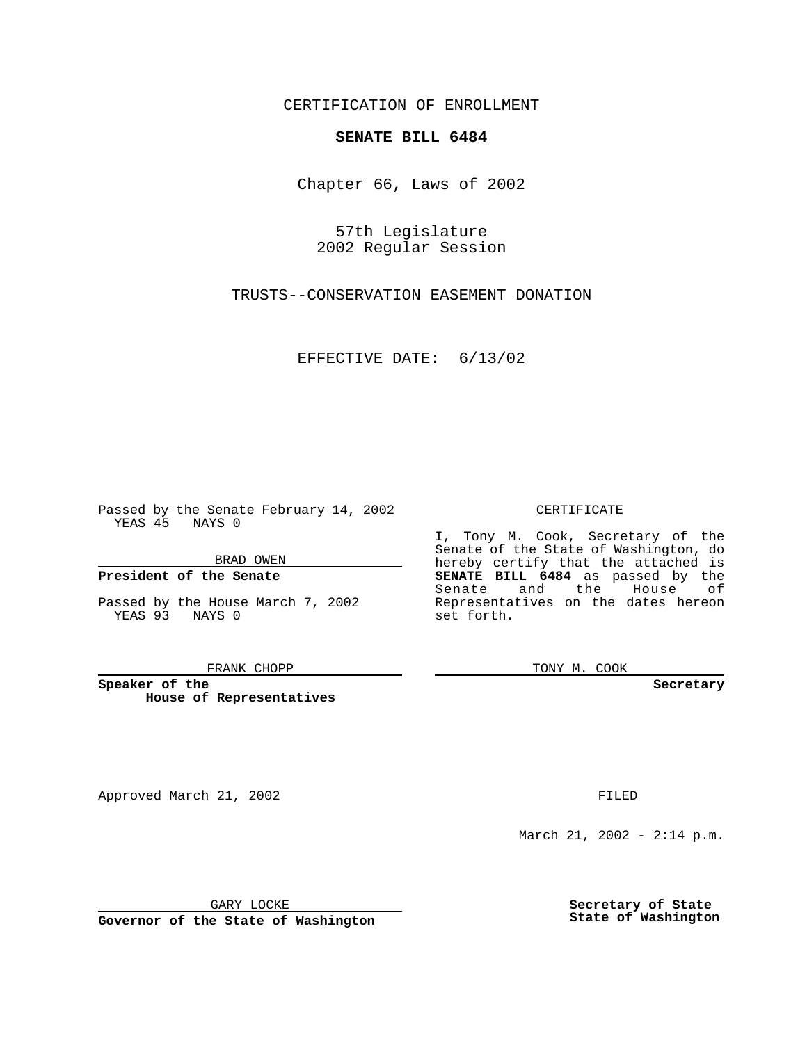CERTIFICATION OF ENROLLMENT

# SENATE BILL 6484

Chapter 66, Laws of 2002

57th Legislature
2002 Regular Session

TRUSTS--CONSERVATION EASEMENT DONATION

EFFECTIVE DATE: 6/13/02

Passed by the Senate February 14, 2002
YEAS 45 NAYS 0

BRAD OWEN

**President of the Senate**

Passed by the House March 7, 2002
YEAS 93 NAYS 0

FRANK CHOPP

**Speaker of the House of Representatives**

CERTIFICATE

I, Tony M. Cook, Secretary of the Senate of the State of Washington, do hereby certify that the attached is **SENATE BILL 6484** as passed by the Senate and the House of Representatives on the dates hereon set forth.

TONY M. COOK

**Secretary**

Approved March 21, 2002

GARY LOCKE

**Governor of the State of Washington**

FILED

March 21, 2002 - 2:14 p.m.

**Secretary of State**
**State of Washington**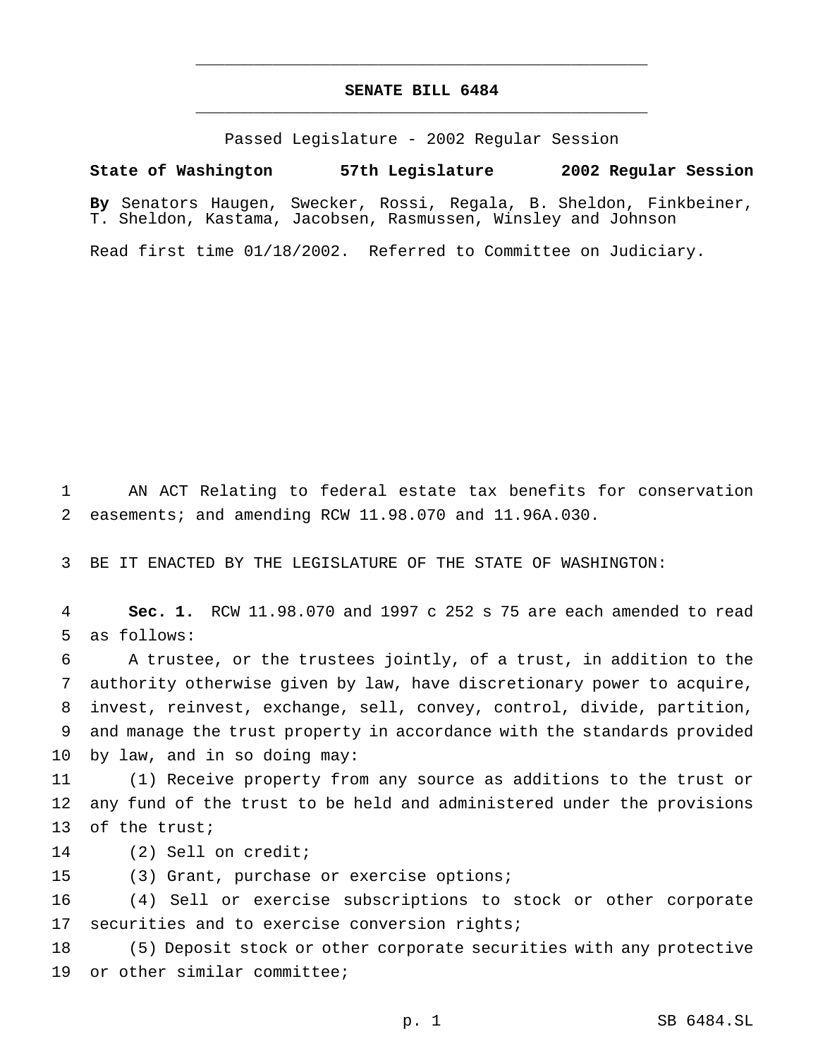# SENATE BILL 6484

Passed Legislature - 2002 Regular Session

**State of Washington 57th Legislature 2002 Regular Session**

**By** Senators Haugen, Swecker, Rossi, Regala, B. Sheldon, Finkbeiner, T. Sheldon, Kastama, Jacobsen, Rasmussen, Winsley and Johnson

Read first time 01/18/2002. Referred to Committee on Judiciary.

AN ACT Relating to federal estate tax benefits for conservation easements; and amending RCW 11.98.070 and 11.96A.030.

BE IT ENACTED BY THE LEGISLATURE OF THE STATE OF WASHINGTON:

**Sec. 1.** RCW 11.98.070 and 1997 c 252 s 75 are each amended to read as follows:

A trustee, or the trustees jointly, of a trust, in addition to the authority otherwise given by law, have discretionary power to acquire, invest, reinvest, exchange, sell, convey, control, divide, partition, and manage the trust property in accordance with the standards provided by law, and in so doing may:

(1) Receive property from any source as additions to the trust or any fund of the trust to be held and administered under the provisions of the trust;

(2) Sell on credit;

(3) Grant, purchase or exercise options;

(4) Sell or exercise subscriptions to stock or other corporate securities and to exercise conversion rights;

(5) Deposit stock or other corporate securities with any protective or other similar committee;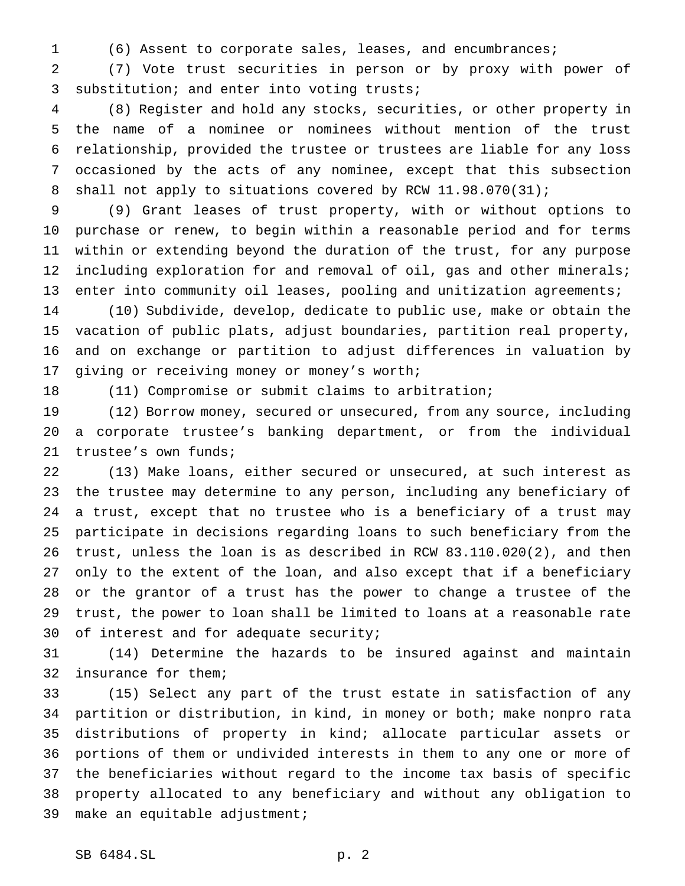(6) Assent to corporate sales, leases, and encumbrances;

(7) Vote trust securities in person or by proxy with power of substitution; and enter into voting trusts;

(8) Register and hold any stocks, securities, or other property in the name of a nominee or nominees without mention of the trust relationship, provided the trustee or trustees are liable for any loss occasioned by the acts of any nominee, except that this subsection shall not apply to situations covered by RCW 11.98.070(31);

(9) Grant leases of trust property, with or without options to purchase or renew, to begin within a reasonable period and for terms within or extending beyond the duration of the trust, for any purpose including exploration for and removal of oil, gas and other minerals; enter into community oil leases, pooling and unitization agreements;

(10) Subdivide, develop, dedicate to public use, make or obtain the vacation of public plats, adjust boundaries, partition real property, and on exchange or partition to adjust differences in valuation by giving or receiving money or money's worth;

(11) Compromise or submit claims to arbitration;

(12) Borrow money, secured or unsecured, from any source, including a corporate trustee's banking department, or from the individual trustee's own funds;

(13) Make loans, either secured or unsecured, at such interest as the trustee may determine to any person, including any beneficiary of a trust, except that no trustee who is a beneficiary of a trust may participate in decisions regarding loans to such beneficiary from the trust, unless the loan is as described in RCW 83.110.020(2), and then only to the extent of the loan, and also except that if a beneficiary or the grantor of a trust has the power to change a trustee of the trust, the power to loan shall be limited to loans at a reasonable rate of interest and for adequate security;

(14) Determine the hazards to be insured against and maintain insurance for them;

(15) Select any part of the trust estate in satisfaction of any partition or distribution, in kind, in money or both; make nonpro rata distributions of property in kind; allocate particular assets or portions of them or undivided interests in them to any one or more of the beneficiaries without regard to the income tax basis of specific property allocated to any beneficiary and without any obligation to make an equitable adjustment;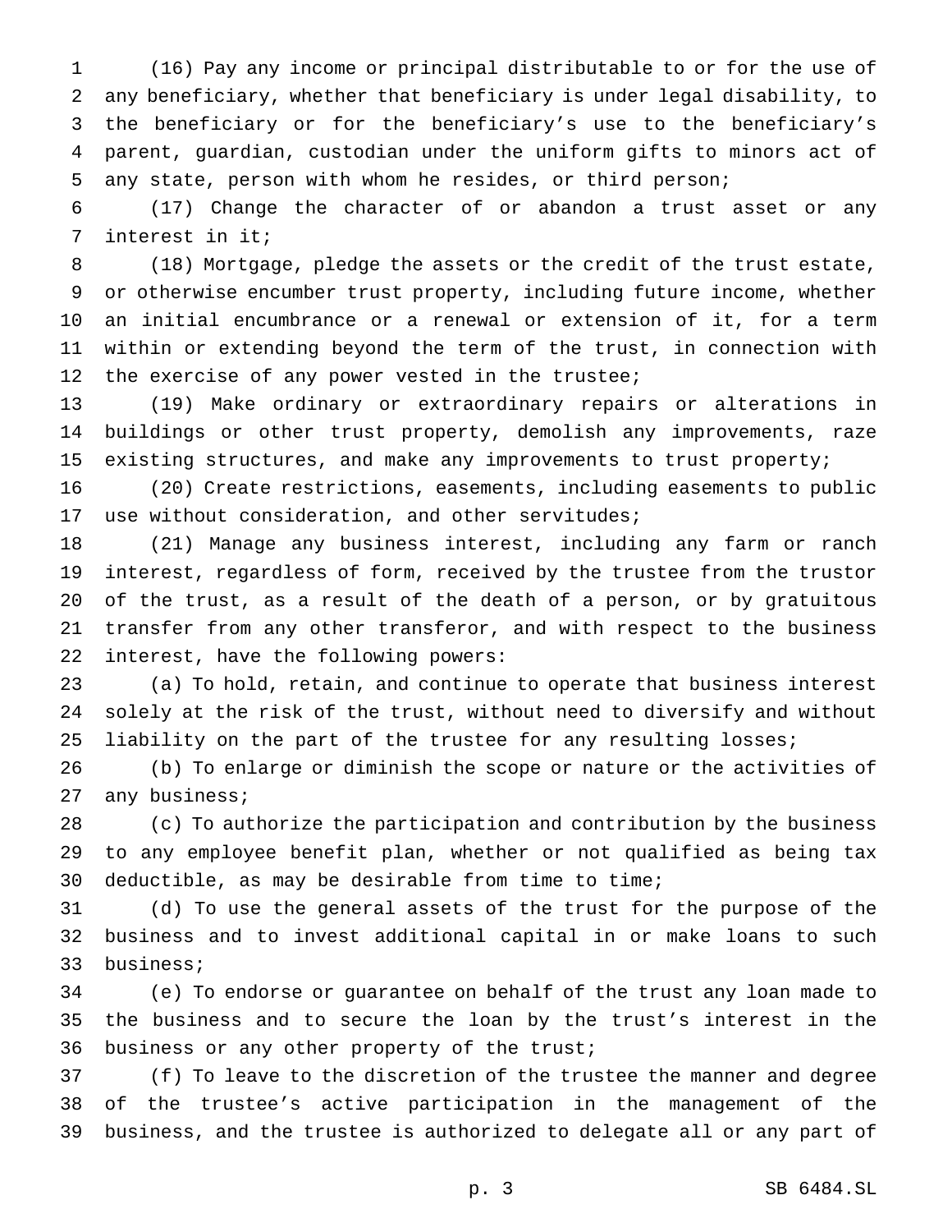(16) Pay any income or principal distributable to or for the use of any beneficiary, whether that beneficiary is under legal disability, to the beneficiary or for the beneficiary's use to the beneficiary's parent, guardian, custodian under the uniform gifts to minors act of any state, person with whom he resides, or third person;

(17) Change the character of or abandon a trust asset or any interest in it;

(18) Mortgage, pledge the assets or the credit of the trust estate, or otherwise encumber trust property, including future income, whether an initial encumbrance or a renewal or extension of it, for a term within or extending beyond the term of the trust, in connection with the exercise of any power vested in the trustee;

(19) Make ordinary or extraordinary repairs or alterations in buildings or other trust property, demolish any improvements, raze existing structures, and make any improvements to trust property;

(20) Create restrictions, easements, including easements to public use without consideration, and other servitudes;

(21) Manage any business interest, including any farm or ranch interest, regardless of form, received by the trustee from the trustor of the trust, as a result of the death of a person, or by gratuitous transfer from any other transferor, and with respect to the business interest, have the following powers:

(a) To hold, retain, and continue to operate that business interest solely at the risk of the trust, without need to diversify and without liability on the part of the trustee for any resulting losses;

(b) To enlarge or diminish the scope or nature or the activities of any business;

(c) To authorize the participation and contribution by the business to any employee benefit plan, whether or not qualified as being tax deductible, as may be desirable from time to time;

(d) To use the general assets of the trust for the purpose of the business and to invest additional capital in or make loans to such business;

(e) To endorse or guarantee on behalf of the trust any loan made to the business and to secure the loan by the trust's interest in the business or any other property of the trust;

(f) To leave to the discretion of the trustee the manner and degree of the trustee's active participation in the management of the business, and the trustee is authorized to delegate all or any part of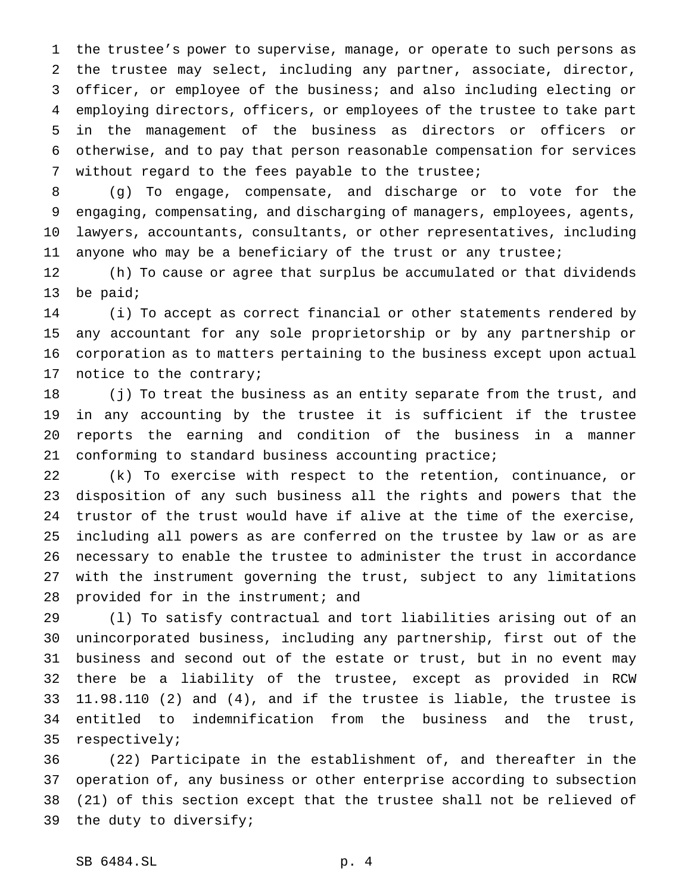the trustee's power to supervise, manage, or operate to such persons as the trustee may select, including any partner, associate, director, officer, or employee of the business; and also including electing or employing directors, officers, or employees of the trustee to take part in the management of the business as directors or officers or otherwise, and to pay that person reasonable compensation for services without regard to the fees payable to the trustee;

(g) To engage, compensate, and discharge or to vote for the engaging, compensating, and discharging of managers, employees, agents, lawyers, accountants, consultants, or other representatives, including anyone who may be a beneficiary of the trust or any trustee;

(h) To cause or agree that surplus be accumulated or that dividends be paid;

(i) To accept as correct financial or other statements rendered by any accountant for any sole proprietorship or by any partnership or corporation as to matters pertaining to the business except upon actual notice to the contrary;

(j) To treat the business as an entity separate from the trust, and in any accounting by the trustee it is sufficient if the trustee reports the earning and condition of the business in a manner conforming to standard business accounting practice;

(k) To exercise with respect to the retention, continuance, or disposition of any such business all the rights and powers that the trustor of the trust would have if alive at the time of the exercise, including all powers as are conferred on the trustee by law or as are necessary to enable the trustee to administer the trust in accordance with the instrument governing the trust, subject to any limitations provided for in the instrument; and

(l) To satisfy contractual and tort liabilities arising out of an unincorporated business, including any partnership, first out of the business and second out of the estate or trust, but in no event may there be a liability of the trustee, except as provided in RCW 11.98.110 (2) and (4), and if the trustee is liable, the trustee is entitled to indemnification from the business and the trust, respectively;

(22) Participate in the establishment of, and thereafter in the operation of, any business or other enterprise according to subsection (21) of this section except that the trustee shall not be relieved of the duty to diversify;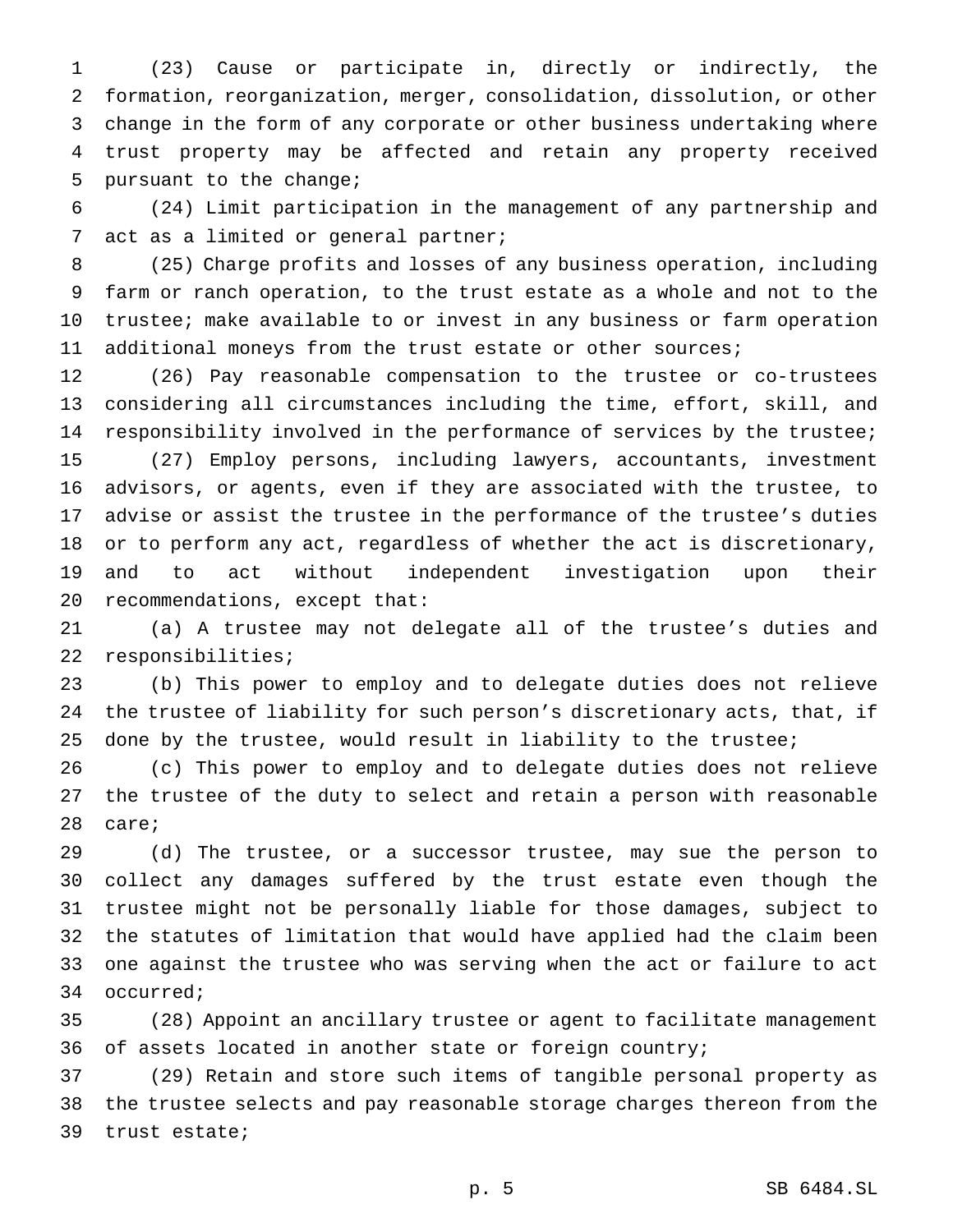(23) Cause or participate in, directly or indirectly, the formation, reorganization, merger, consolidation, dissolution, or other change in the form of any corporate or other business undertaking where trust property may be affected and retain any property received pursuant to the change;

(24) Limit participation in the management of any partnership and act as a limited or general partner;

(25) Charge profits and losses of any business operation, including farm or ranch operation, to the trust estate as a whole and not to the trustee; make available to or invest in any business or farm operation additional moneys from the trust estate or other sources;

(26) Pay reasonable compensation to the trustee or co-trustees considering all circumstances including the time, effort, skill, and responsibility involved in the performance of services by the trustee;

(27) Employ persons, including lawyers, accountants, investment advisors, or agents, even if they are associated with the trustee, to advise or assist the trustee in the performance of the trustee's duties or to perform any act, regardless of whether the act is discretionary, and to act without independent investigation upon their recommendations, except that:

(a) A trustee may not delegate all of the trustee's duties and responsibilities;

(b) This power to employ and to delegate duties does not relieve the trustee of liability for such person's discretionary acts, that, if done by the trustee, would result in liability to the trustee;

(c) This power to employ and to delegate duties does not relieve the trustee of the duty to select and retain a person with reasonable care;

(d) The trustee, or a successor trustee, may sue the person to collect any damages suffered by the trust estate even though the trustee might not be personally liable for those damages, subject to the statutes of limitation that would have applied had the claim been one against the trustee who was serving when the act or failure to act occurred;

(28) Appoint an ancillary trustee or agent to facilitate management of assets located in another state or foreign country;

(29) Retain and store such items of tangible personal property as the trustee selects and pay reasonable storage charges thereon from the trust estate;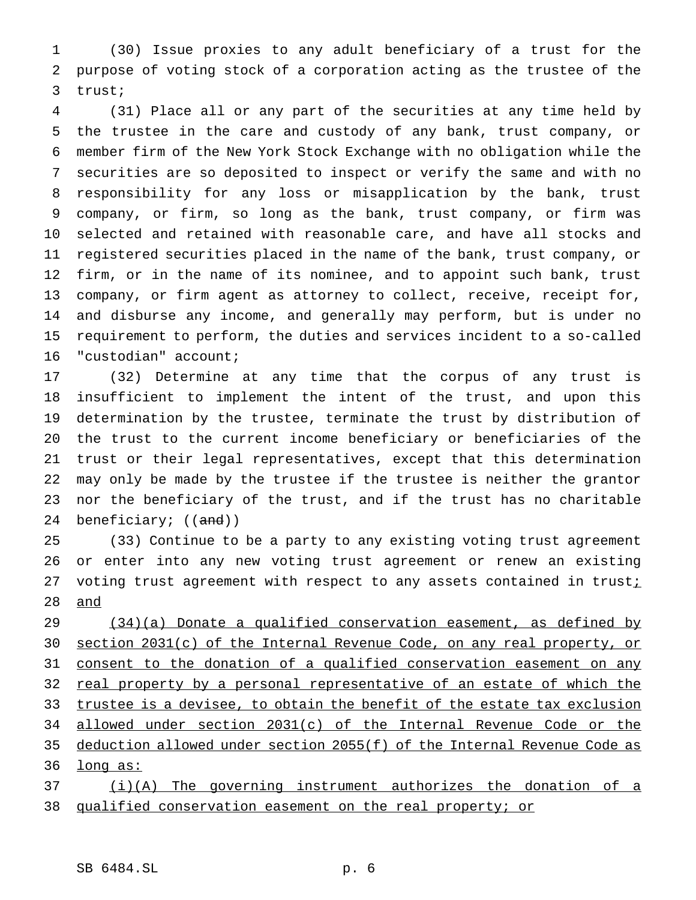(30) Issue proxies to any adult beneficiary of a trust for the purpose of voting stock of a corporation acting as the trustee of the trust;

(31) Place all or any part of the securities at any time held by the trustee in the care and custody of any bank, trust company, or member firm of the New York Stock Exchange with no obligation while the securities are so deposited to inspect or verify the same and with no responsibility for any loss or misapplication by the bank, trust company, or firm, so long as the bank, trust company, or firm was selected and retained with reasonable care, and have all stocks and registered securities placed in the name of the bank, trust company, or firm, or in the name of its nominee, and to appoint such bank, trust company, or firm agent as attorney to collect, receive, receipt for, and disburse any income, and generally may perform, but is under no requirement to perform, the duties and services incident to a so-called "custodian" account;

(32) Determine at any time that the corpus of any trust is insufficient to implement the intent of the trust, and upon this determination by the trustee, terminate the trust by distribution of the trust to the current income beneficiary or beneficiaries of the trust or their legal representatives, except that this determination may only be made by the trustee if the trustee is neither the grantor nor the beneficiary of the trust, and if the trust has no charitable beneficiary; ((~~and~~))

(33) Continue to be a party to any existing voting trust agreement or enter into any new voting trust agreement or renew an existing voting trust agreement with respect to any assets contained in trust; and

(34)(a) Donate a qualified conservation easement, as defined by section 2031(c) of the Internal Revenue Code, on any real property, or consent to the donation of a qualified conservation easement on any real property by a personal representative of an estate of which the trustee is a devisee, to obtain the benefit of the estate tax exclusion allowed under section 2031(c) of the Internal Revenue Code or the deduction allowed under section 2055(f) of the Internal Revenue Code as long as:

(i)(A) The governing instrument authorizes the donation of a qualified conservation easement on the real property; or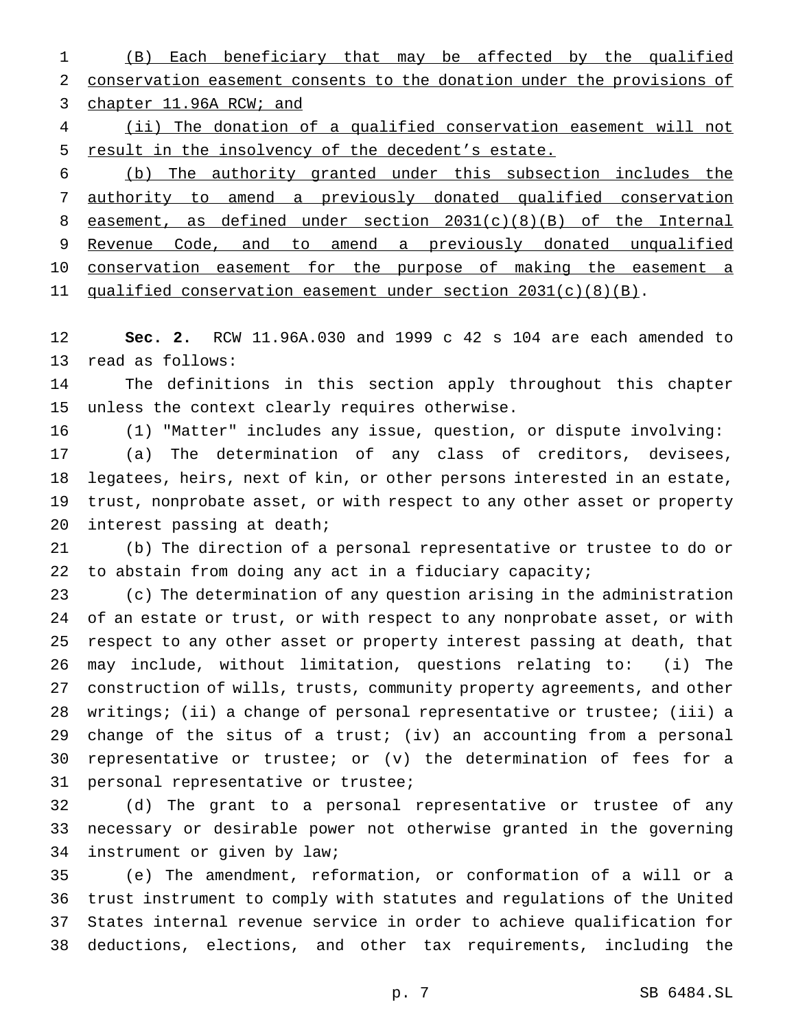(B) Each beneficiary that may be affected by the qualified conservation easement consents to the donation under the provisions of chapter 11.96A RCW; and

(ii) The donation of a qualified conservation easement will not result in the insolvency of the decedent's estate.

(b) The authority granted under this subsection includes the authority to amend a previously donated qualified conservation easement, as defined under section 2031(c)(8)(B) of the Internal Revenue Code, and to amend a previously donated unqualified conservation easement for the purpose of making the easement a qualified conservation easement under section 2031(c)(8)(B).

**Sec. 2.** RCW 11.96A.030 and 1999 c 42 s 104 are each amended to read as follows:

The definitions in this section apply throughout this chapter unless the context clearly requires otherwise.

(1) "Matter" includes any issue, question, or dispute involving:

(a) The determination of any class of creditors, devisees, legatees, heirs, next of kin, or other persons interested in an estate, trust, nonprobate asset, or with respect to any other asset or property interest passing at death;

(b) The direction of a personal representative or trustee to do or to abstain from doing any act in a fiduciary capacity;

(c) The determination of any question arising in the administration of an estate or trust, or with respect to any nonprobate asset, or with respect to any other asset or property interest passing at death, that may include, without limitation, questions relating to: (i) The construction of wills, trusts, community property agreements, and other writings; (ii) a change of personal representative or trustee; (iii) a change of the situs of a trust; (iv) an accounting from a personal representative or trustee; or (v) the determination of fees for a personal representative or trustee;

(d) The grant to a personal representative or trustee of any necessary or desirable power not otherwise granted in the governing instrument or given by law;

(e) The amendment, reformation, or conformation of a will or a trust instrument to comply with statutes and regulations of the United States internal revenue service in order to achieve qualification for deductions, elections, and other tax requirements, including the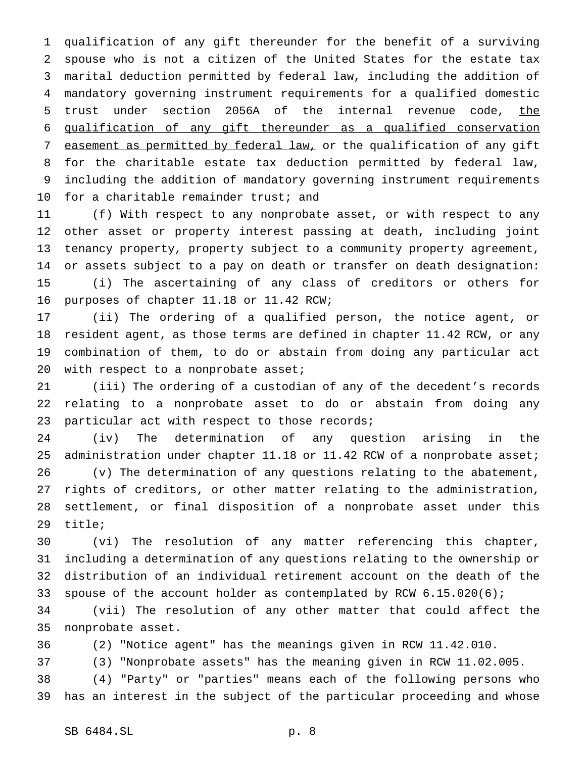qualification of any gift thereunder for the benefit of a surviving spouse who is not a citizen of the United States for the estate tax marital deduction permitted by federal law, including the addition of mandatory governing instrument requirements for a qualified domestic trust under section 2056A of the internal revenue code, <u>the qualification of any gift thereunder as a qualified conservation easement as permitted by federal law,</u> or the qualification of any gift for the charitable estate tax deduction permitted by federal law, including the addition of mandatory governing instrument requirements for a charitable remainder trust; and

(f) With respect to any nonprobate asset, or with respect to any other asset or property interest passing at death, including joint tenancy property, property subject to a community property agreement, or assets subject to a pay on death or transfer on death designation:

(i) The ascertaining of any class of creditors or others for purposes of chapter 11.18 or 11.42 RCW;

(ii) The ordering of a qualified person, the notice agent, or resident agent, as those terms are defined in chapter 11.42 RCW, or any combination of them, to do or abstain from doing any particular act with respect to a nonprobate asset;

(iii) The ordering of a custodian of any of the decedent's records relating to a nonprobate asset to do or abstain from doing any particular act with respect to those records;

(iv) The determination of any question arising in the administration under chapter 11.18 or 11.42 RCW of a nonprobate asset;

(v) The determination of any questions relating to the abatement, rights of creditors, or other matter relating to the administration, settlement, or final disposition of a nonprobate asset under this title;

(vi) The resolution of any matter referencing this chapter, including a determination of any questions relating to the ownership or distribution of an individual retirement account on the death of the spouse of the account holder as contemplated by RCW 6.15.020(6);

(vii) The resolution of any other matter that could affect the nonprobate asset.

(2) "Notice agent" has the meanings given in RCW 11.42.010.

(3) "Nonprobate assets" has the meaning given in RCW 11.02.005.

(4) "Party" or "parties" means each of the following persons who has an interest in the subject of the particular proceeding and whose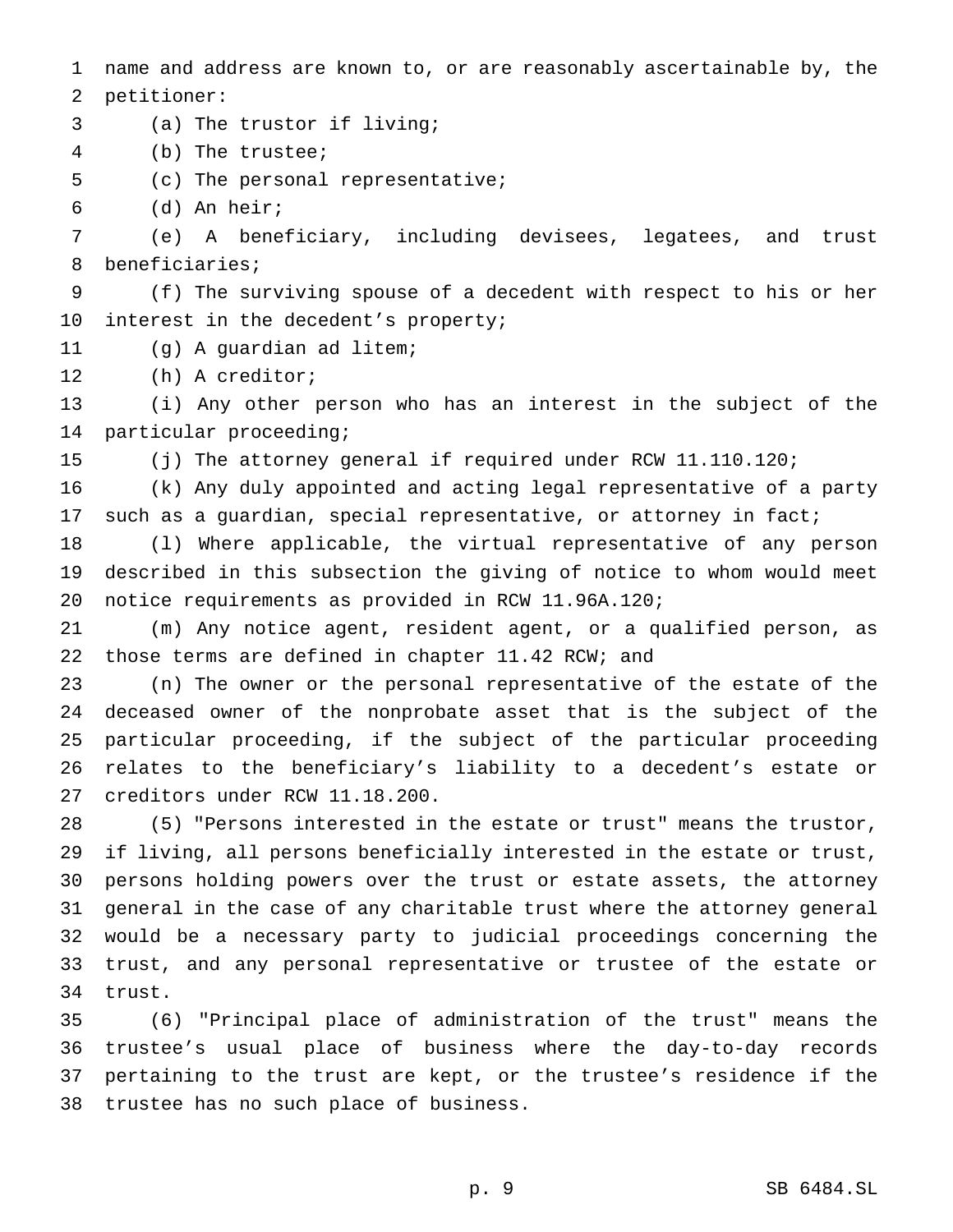name and address are known to, or are reasonably ascertainable by, the petitioner:

(a) The trustor if living;

(b) The trustee;

(c) The personal representative;

(d) An heir;

(e) A beneficiary, including devisees, legatees, and trust beneficiaries;

(f) The surviving spouse of a decedent with respect to his or her interest in the decedent's property;

(g) A guardian ad litem;

(h) A creditor;

(i) Any other person who has an interest in the subject of the particular proceeding;

(j) The attorney general if required under RCW 11.110.120;

(k) Any duly appointed and acting legal representative of a party such as a guardian, special representative, or attorney in fact;

(l) Where applicable, the virtual representative of any person described in this subsection the giving of notice to whom would meet notice requirements as provided in RCW 11.96A.120;

(m) Any notice agent, resident agent, or a qualified person, as those terms are defined in chapter 11.42 RCW; and

(n) The owner or the personal representative of the estate of the deceased owner of the nonprobate asset that is the subject of the particular proceeding, if the subject of the particular proceeding relates to the beneficiary's liability to a decedent's estate or creditors under RCW 11.18.200.

(5) "Persons interested in the estate or trust" means the trustor, if living, all persons beneficially interested in the estate or trust, persons holding powers over the trust or estate assets, the attorney general in the case of any charitable trust where the attorney general would be a necessary party to judicial proceedings concerning the trust, and any personal representative or trustee of the estate or trust.

(6) "Principal place of administration of the trust" means the trustee's usual place of business where the day-to-day records pertaining to the trust are kept, or the trustee's residence if the trustee has no such place of business.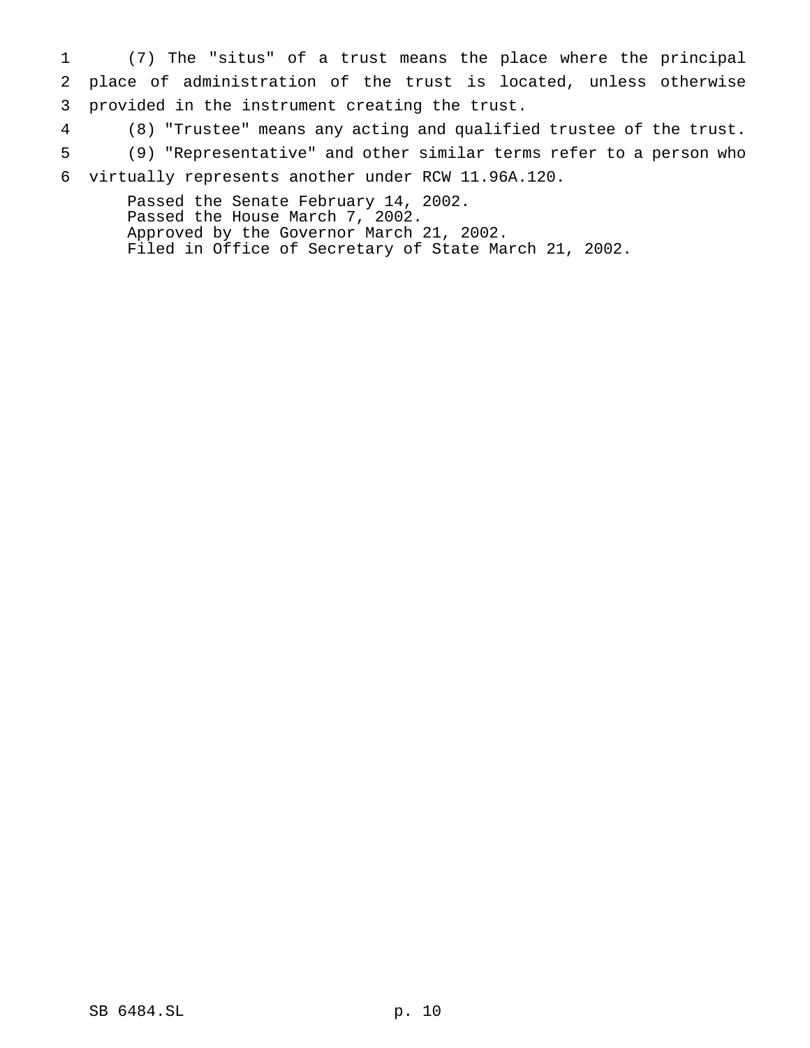(7) The "situs" of a trust means the place where the principal place of administration of the trust is located, unless otherwise provided in the instrument creating the trust.

(8) "Trustee" means any acting and qualified trustee of the trust.

(9) "Representative" and other similar terms refer to a person who virtually represents another under RCW 11.96A.120.

Passed the Senate February 14, 2002.
Passed the House March 7, 2002.
Approved by the Governor March 21, 2002.
Filed in Office of Secretary of State March 21, 2002.